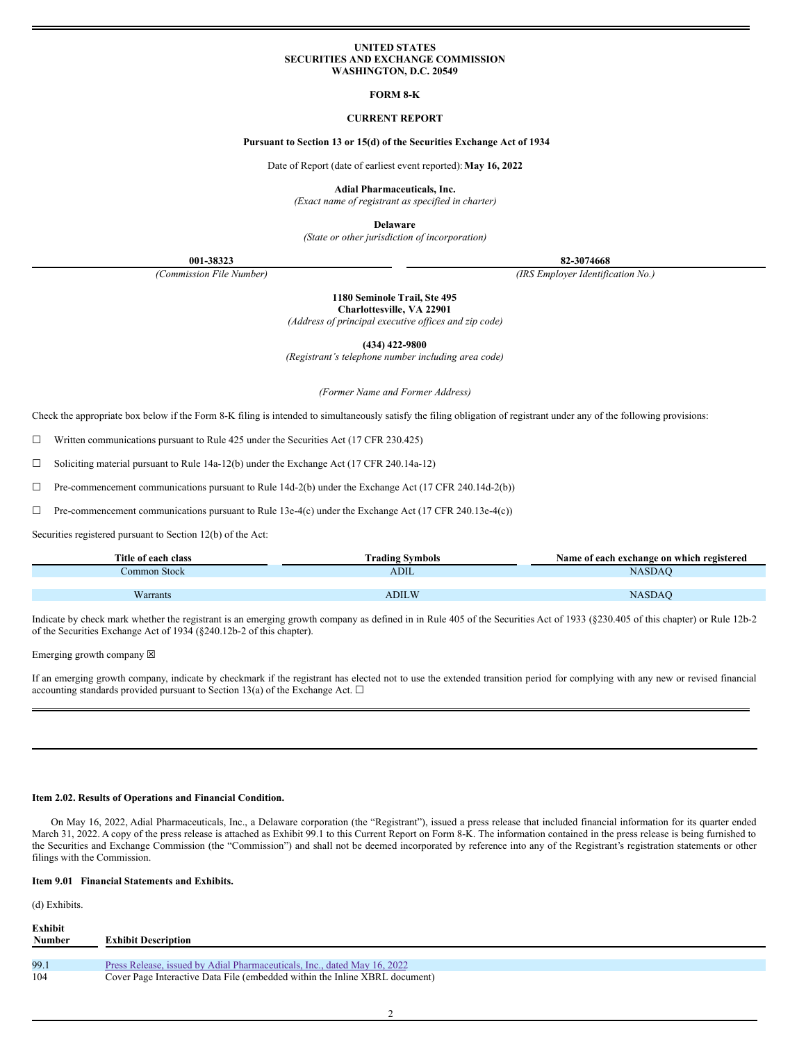**UNITED STATES**
**SECURITIES AND EXCHANGE COMMISSION**
**WASHINGTON, D.C. 20549**

**FORM 8-K**

**CURRENT REPORT**

**Pursuant to Section 13 or 15(d) of the Securities Exchange Act of 1934**

Date of Report (date of earliest event reported): **May 16, 2022**

**Adial Pharmaceuticals, Inc.**
*(Exact name of registrant as specified in charter)*

**Delaware**
*(State or other jurisdiction of incorporation)*

| **001-38323** | **82-3074668** |
|---|---|
| *(Commission File Number)* | *(IRS Employer Identification No.)* |

**1180 Seminole Trail, Ste 495**
**Charlottesville, VA 22901**
*(Address of principal executive offices and zip code)*

**(434) 422-9800**
*(Registrant's telephone number including area code)*

*(Former Name and Former Address)*

Check the appropriate box below if the Form 8-K filing is intended to simultaneously satisfy the filing obligation of registrant under any of the following provisions:

☐ Written communications pursuant to Rule 425 under the Securities Act (17 CFR 230.425)

☐ Soliciting material pursuant to Rule 14a-12(b) under the Exchange Act (17 CFR 240.14a-12)

☐ Pre-commencement communications pursuant to Rule 14d-2(b) under the Exchange Act (17 CFR 240.14d-2(b))

☐ Pre-commencement communications pursuant to Rule 13e-4(c) under the Exchange Act (17 CFR 240.13e-4(c))

Securities registered pursuant to Section 12(b) of the Act:

| Title of each class | Trading Symbols | Name of each exchange on which registered |
|---|---|---|
| Common Stock | ADIL | NASDAQ |
| Warrants | ADILW | NASDAQ |

Indicate by check mark whether the registrant is an emerging growth company as defined in in Rule 405 of the Securities Act of 1933 (§230.405 of this chapter) or Rule 12b-2 of the Securities Exchange Act of 1934 (§240.12b-2 of this chapter).

Emerging growth company ☒

If an emerging growth company, indicate by checkmark if the registrant has elected not to use the extended transition period for complying with any new or revised financial accounting standards provided pursuant to Section 13(a) of the Exchange Act. ☐

**Item 2.02. Results of Operations and Financial Condition.**

On May 16, 2022, Adial Pharmaceuticals, Inc., a Delaware corporation (the "Registrant"), issued a press release that included financial information for its quarter ended March 31, 2022. A copy of the press release is attached as Exhibit 99.1 to this Current Report on Form 8-K. The information contained in the press release is being furnished to the Securities and Exchange Commission (the "Commission") and shall not be deemed incorporated by reference into any of the Registrant's registration statements or other filings with the Commission.

**Item 9.01 Financial Statements and Exhibits.**

(d) Exhibits.

| Exhibit Number | Exhibit Description |
|---|---|
| 99.1 | Press Release, issued by Adial Pharmaceuticals, Inc., dated May 16, 2022 |
| 104 | Cover Page Interactive Data File (embedded within the Inline XBRL document) |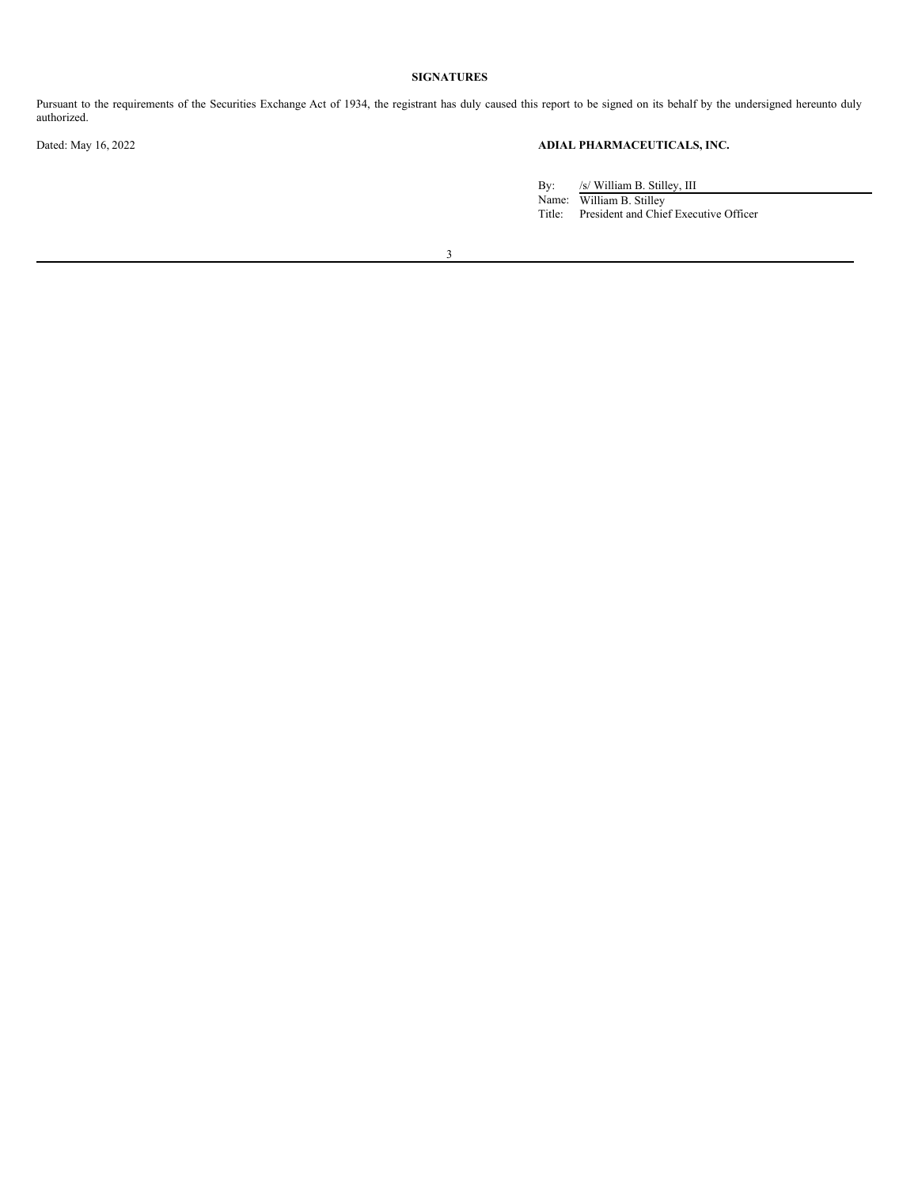## SIGNATURES

Pursuant to the requirements of the Securities Exchange Act of 1934, the registrant has duly caused this report to be signed on its behalf by the undersigned hereunto duly authorized.

Dated: May 16, 2022

**ADIAL PHARMACEUTICALS, INC.**

By: /s/ William B. Stilley, III
Name: William B. Stilley
Title: President and Chief Executive Officer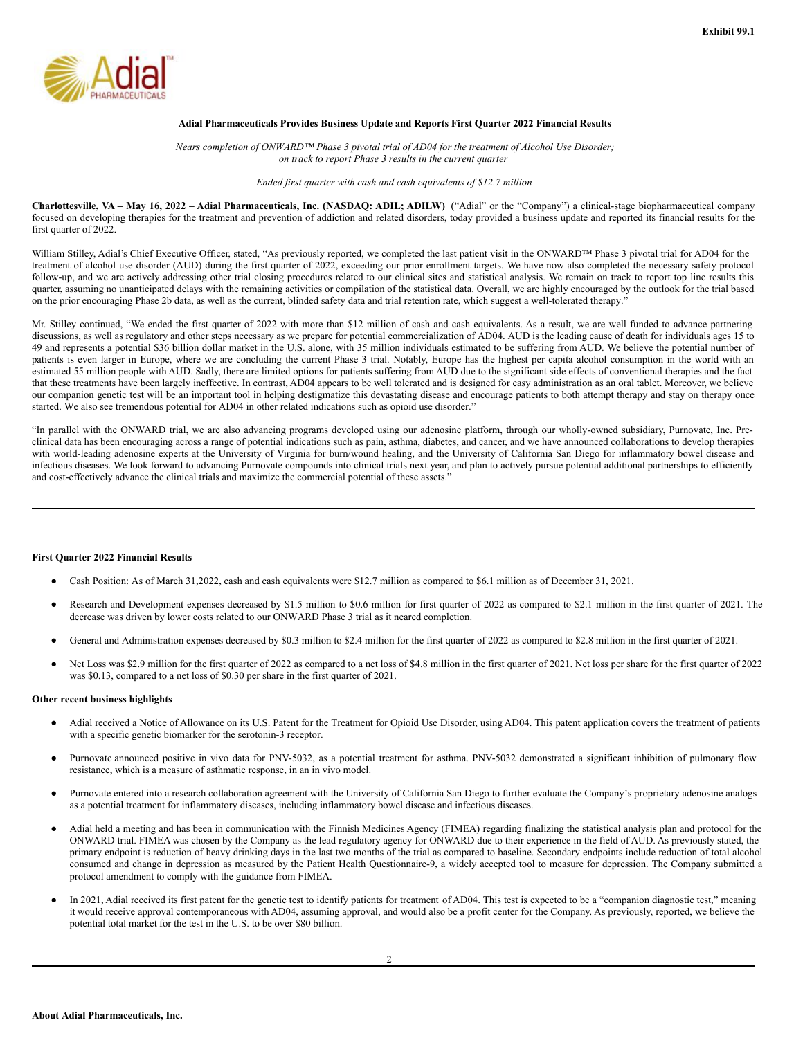Exhibit 99.1

**Adial Pharmaceuticals Provides Business Update and Reports First Quarter 2022 Financial Results**

*Nears completion of ONWARD™ Phase 3 pivotal trial of AD04 for the treatment of Alcohol Use Disorder; on track to report Phase 3 results in the current quarter*

*Ended first quarter with cash and cash equivalents of $12.7 million*

**Charlottesville, VA – May 16, 2022 – Adial Pharmaceuticals, Inc. (NASDAQ: ADIL; ADILW)** ("Adial" or the "Company") a clinical-stage biopharmaceutical company focused on developing therapies for the treatment and prevention of addiction and related disorders, today provided a business update and reported its financial results for the first quarter of 2022.

William Stilley, Adial's Chief Executive Officer, stated, "As previously reported, we completed the last patient visit in the ONWARD™ Phase 3 pivotal trial for AD04 for the treatment of alcohol use disorder (AUD) during the first quarter of 2022, exceeding our prior enrollment targets. We have now also completed the necessary safety protocol follow-up, and we are actively addressing other trial closing procedures related to our clinical sites and statistical analysis. We remain on track to report top line results this quarter, assuming no unanticipated delays with the remaining activities or compilation of the statistical data. Overall, we are highly encouraged by the outlook for the trial based on the prior encouraging Phase 2b data, as well as the current, blinded safety data and trial retention rate, which suggest a well-tolerated therapy."

Mr. Stilley continued, "We ended the first quarter of 2022 with more than $12 million of cash and cash equivalents. As a result, we are well funded to advance partnering discussions, as well as regulatory and other steps necessary as we prepare for potential commercialization of AD04. AUD is the leading cause of death for individuals ages 15 to 49 and represents a potential $36 billion dollar market in the U.S. alone, with 35 million individuals estimated to be suffering from AUD. We believe the potential number of patients is even larger in Europe, where we are concluding the current Phase 3 trial. Notably, Europe has the highest per capita alcohol consumption in the world with an estimated 55 million people with AUD. Sadly, there are limited options for patients suffering from AUD due to the significant side effects of conventional therapies and the fact that these treatments have been largely ineffective. In contrast, AD04 appears to be well tolerated and is designed for easy administration as an oral tablet. Moreover, we believe our companion genetic test will be an important tool in helping destigmatize this devastating disease and encourage patients to both attempt therapy and stay on therapy once started. We also see tremendous potential for AD04 in other related indications such as opioid use disorder."

"In parallel with the ONWARD trial, we are also advancing programs developed using our adenosine platform, through our wholly-owned subsidiary, Purnovate, Inc. Pre-clinical data has been encouraging across a range of potential indications such as pain, asthma, diabetes, and cancer, and we have announced collaborations to develop therapies with world-leading adenosine experts at the University of Virginia for burn/wound healing, and the University of California San Diego for inflammatory bowel disease and infectious diseases. We look forward to advancing Purnovate compounds into clinical trials next year, and plan to actively pursue potential additional partnerships to efficiently and cost-effectively advance the clinical trials and maximize the commercial potential of these assets."

**First Quarter 2022 Financial Results**

- Cash Position: As of March 31,2022, cash and cash equivalents were $12.7 million as compared to $6.1 million as of December 31, 2021.
- Research and Development expenses decreased by $1.5 million to $0.6 million for first quarter of 2022 as compared to $2.1 million in the first quarter of 2021. The decrease was driven by lower costs related to our ONWARD Phase 3 trial as it neared completion.
- General and Administration expenses decreased by $0.3 million to $2.4 million for the first quarter of 2022 as compared to $2.8 million in the first quarter of 2021.
- Net Loss was $2.9 million for the first quarter of 2022 as compared to a net loss of $4.8 million in the first quarter of 2021. Net loss per share for the first quarter of 2022 was $0.13, compared to a net loss of $0.30 per share in the first quarter of 2021.

**Other recent business highlights**

- Adial received a Notice of Allowance on its U.S. Patent for the Treatment for Opioid Use Disorder, using AD04. This patent application covers the treatment of patients with a specific genetic biomarker for the serotonin-3 receptor.
- Purnovate announced positive in vivo data for PNV-5032, as a potential treatment for asthma. PNV-5032 demonstrated a significant inhibition of pulmonary flow resistance, which is a measure of asthmatic response, in an in vivo model.
- Purnovate entered into a research collaboration agreement with the University of California San Diego to further evaluate the Company's proprietary adenosine analogs as a potential treatment for inflammatory diseases, including inflammatory bowel disease and infectious diseases.
- Adial held a meeting and has been in communication with the Finnish Medicines Agency (FIMEA) regarding finalizing the statistical analysis plan and protocol for the ONWARD trial. FIMEA was chosen by the Company as the lead regulatory agency for ONWARD due to their experience in the field of AUD. As previously stated, the primary endpoint is reduction of heavy drinking days in the last two months of the trial as compared to baseline. Secondary endpoints include reduction of total alcohol consumed and change in depression as measured by the Patient Health Questionnaire-9, a widely accepted tool to measure for depression. The Company submitted a protocol amendment to comply with the guidance from FIMEA.
- In 2021, Adial received its first patent for the genetic test to identify patients for treatment of AD04. This test is expected to be a "companion diagnostic test," meaning it would receive approval contemporaneous with AD04, assuming approval, and would also be a profit center for the Company. As previously, reported, we believe the potential total market for the test in the U.S. to be over $80 billion.

**About Adial Pharmaceuticals, Inc.**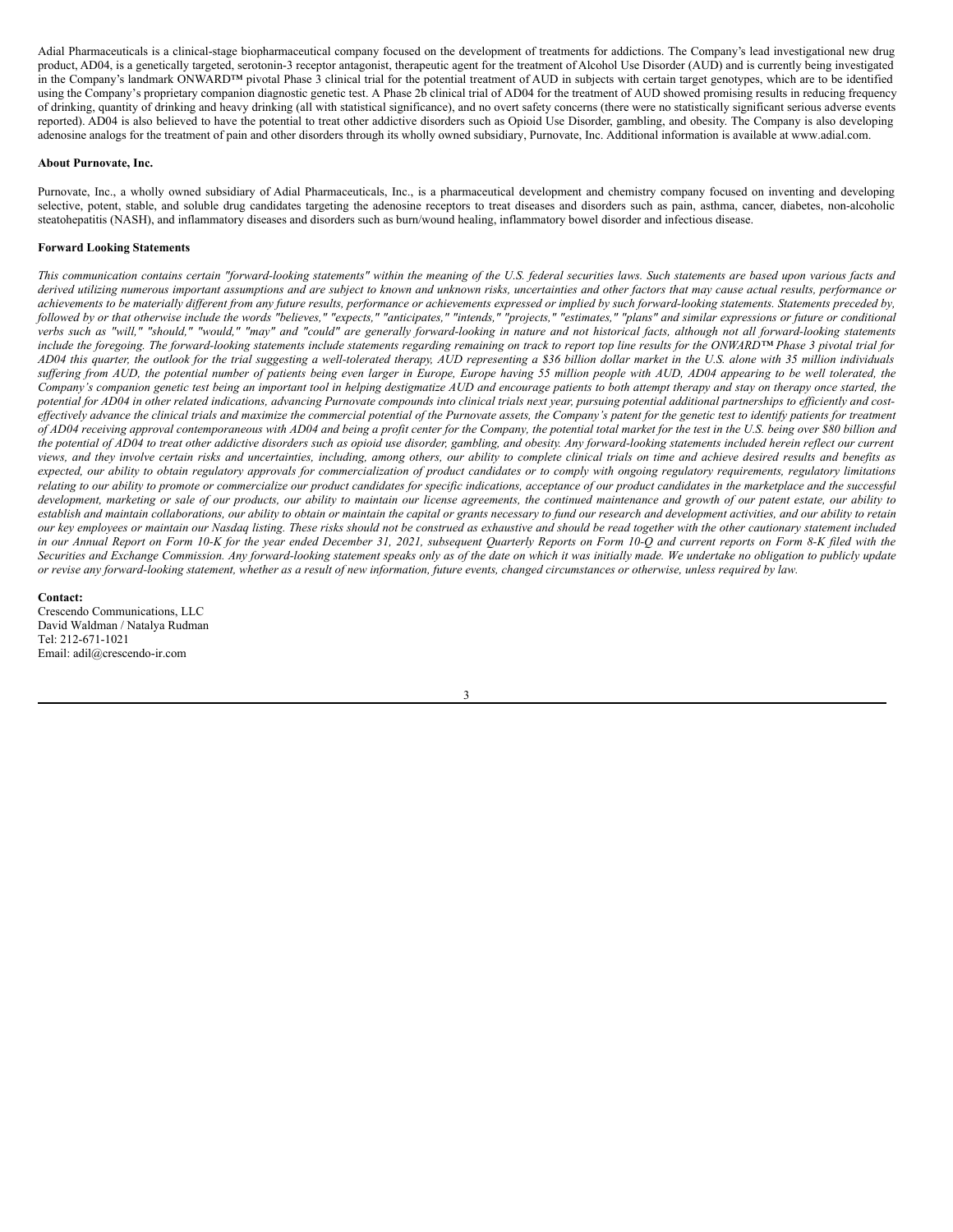Adial Pharmaceuticals is a clinical-stage biopharmaceutical company focused on the development of treatments for addictions. The Company's lead investigational new drug product, AD04, is a genetically targeted, serotonin-3 receptor antagonist, therapeutic agent for the treatment of Alcohol Use Disorder (AUD) and is currently being investigated in the Company's landmark ONWARD™ pivotal Phase 3 clinical trial for the potential treatment of AUD in subjects with certain target genotypes, which are to be identified using the Company's proprietary companion diagnostic genetic test. A Phase 2b clinical trial of AD04 for the treatment of AUD showed promising results in reducing frequency of drinking, quantity of drinking and heavy drinking (all with statistical significance), and no overt safety concerns (there were no statistically significant serious adverse events reported). AD04 is also believed to have the potential to treat other addictive disorders such as Opioid Use Disorder, gambling, and obesity. The Company is also developing adenosine analogs for the treatment of pain and other disorders through its wholly owned subsidiary, Purnovate, Inc. Additional information is available at www.adial.com.

**About Purnovate, Inc.**

Purnovate, Inc., a wholly owned subsidiary of Adial Pharmaceuticals, Inc., is a pharmaceutical development and chemistry company focused on inventing and developing selective, potent, stable, and soluble drug candidates targeting the adenosine receptors to treat diseases and disorders such as pain, asthma, cancer, diabetes, non-alcoholic steatohepatitis (NASH), and inflammatory diseases and disorders such as burn/wound healing, inflammatory bowel disorder and infectious disease.

**Forward Looking Statements**

*This communication contains certain "forward-looking statements" within the meaning of the U.S. federal securities laws. Such statements are based upon various facts and derived utilizing numerous important assumptions and are subject to known and unknown risks, uncertainties and other factors that may cause actual results, performance or achievements to be materially different from any future results, performance or achievements expressed or implied by such forward-looking statements. Statements preceded by, followed by or that otherwise include the words "believes," "expects," "anticipates," "intends," "projects," "estimates," "plans" and similar expressions or future or conditional verbs such as "will," "should," "would," "may" and "could" are generally forward-looking in nature and not historical facts, although not all forward-looking statements include the foregoing. The forward-looking statements include statements regarding remaining on track to report top line results for the ONWARD™ Phase 3 pivotal trial for AD04 this quarter, the outlook for the trial suggesting a well-tolerated therapy, AUD representing a $36 billion dollar market in the U.S. alone with 35 million individuals suffering from AUD, the potential number of patients being even larger in Europe, Europe having 55 million people with AUD, AD04 appearing to be well tolerated, the Company's companion genetic test being an important tool in helping destigmatize AUD and encourage patients to both attempt therapy and stay on therapy once started, the potential for AD04 in other related indications, advancing Purnovate compounds into clinical trials next year, pursuing potential additional partnerships to efficiently and cost-effectively advance the clinical trials and maximize the commercial potential of the Purnovate assets, the Company's patent for the genetic test to identify patients for treatment of AD04 receiving approval contemporaneous with AD04 and being a profit center for the Company, the potential total market for the test in the U.S. being over $80 billion and the potential of AD04 to treat other addictive disorders such as opioid use disorder, gambling, and obesity. Any forward-looking statements included herein reflect our current views, and they involve certain risks and uncertainties, including, among others, our ability to complete clinical trials on time and achieve desired results and benefits as expected, our ability to obtain regulatory approvals for commercialization of product candidates or to comply with ongoing regulatory requirements, regulatory limitations relating to our ability to promote or commercialize our product candidates for specific indications, acceptance of our product candidates in the marketplace and the successful development, marketing or sale of our products, our ability to maintain our license agreements, the continued maintenance and growth of our patent estate, our ability to establish and maintain collaborations, our ability to obtain or maintain the capital or grants necessary to fund our research and development activities, and our ability to retain our key employees or maintain our Nasdaq listing. These risks should not be construed as exhaustive and should be read together with the other cautionary statement included in our Annual Report on Form 10-K for the year ended December 31, 2021, subsequent Quarterly Reports on Form 10-Q and current reports on Form 8-K filed with the Securities and Exchange Commission. Any forward-looking statement speaks only as of the date on which it was initially made. We undertake no obligation to publicly update or revise any forward-looking statement, whether as a result of new information, future events, changed circumstances or otherwise, unless required by law.*

**Contact:**
Crescendo Communications, LLC
David Waldman / Natalya Rudman
Tel: 212-671-1021
Email: adil@crescendo-ir.com